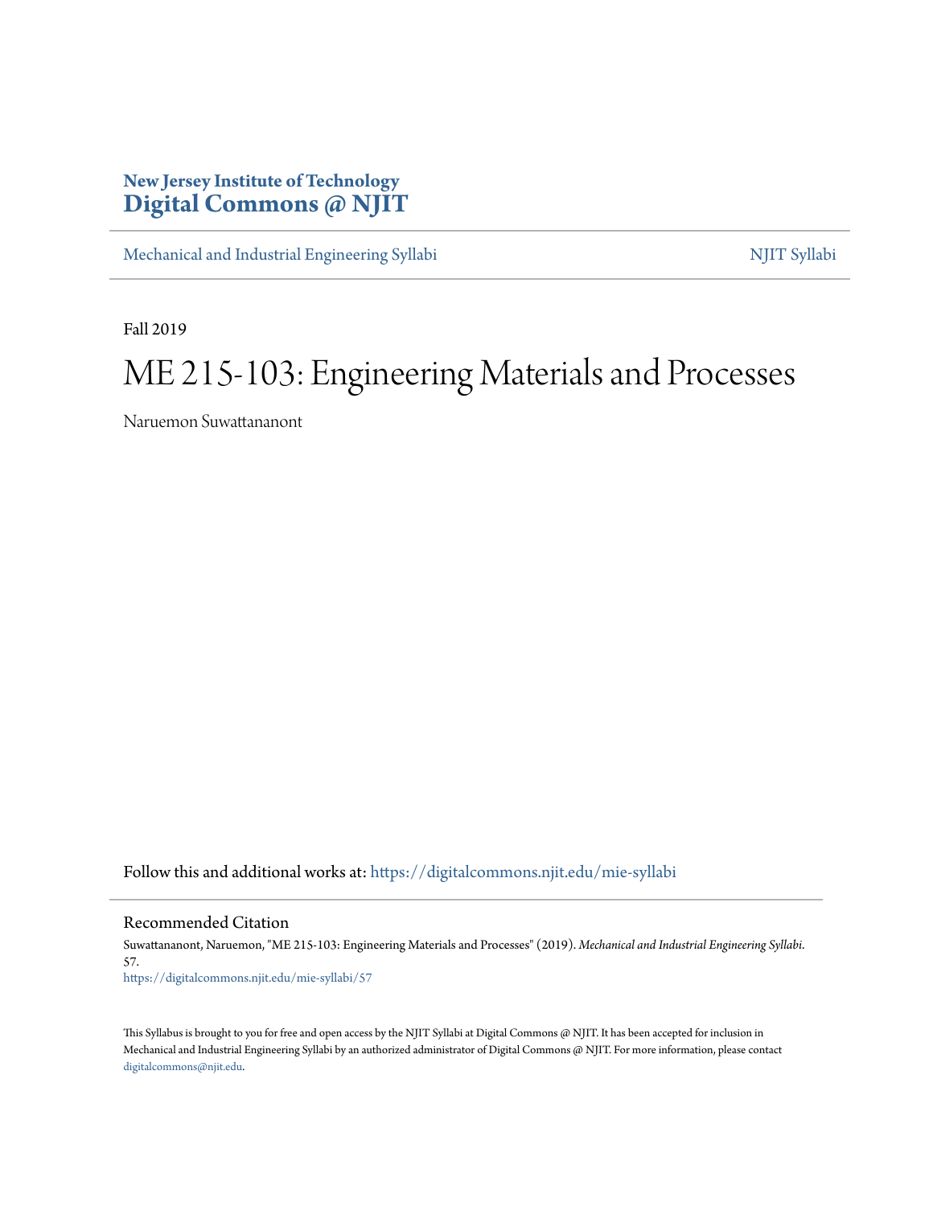**New Jersey Institute of Technology**
# Digital Commons @ NJIT

Mechanical and Industrial Engineering Syllabi

NJIT Syllabi

Fall 2019

# ME 215-103: Engineering Materials and Processes

Naruemon Suwattananont

Follow this and additional works at: https://digitalcommons.njit.edu/mie-syllabi

## Recommended Citation

Suwattananont, Naruemon, "ME 215-103: Engineering Materials and Processes" (2019). *Mechanical and Industrial Engineering Syllabi*. 57.
https://digitalcommons.njit.edu/mie-syllabi/57

This Syllabus is brought to you for free and open access by the NJIT Syllabi at Digital Commons @ NJIT. It has been accepted for inclusion in Mechanical and Industrial Engineering Syllabi by an authorized administrator of Digital Commons @ NJIT. For more information, please contact digitalcommons@njit.edu.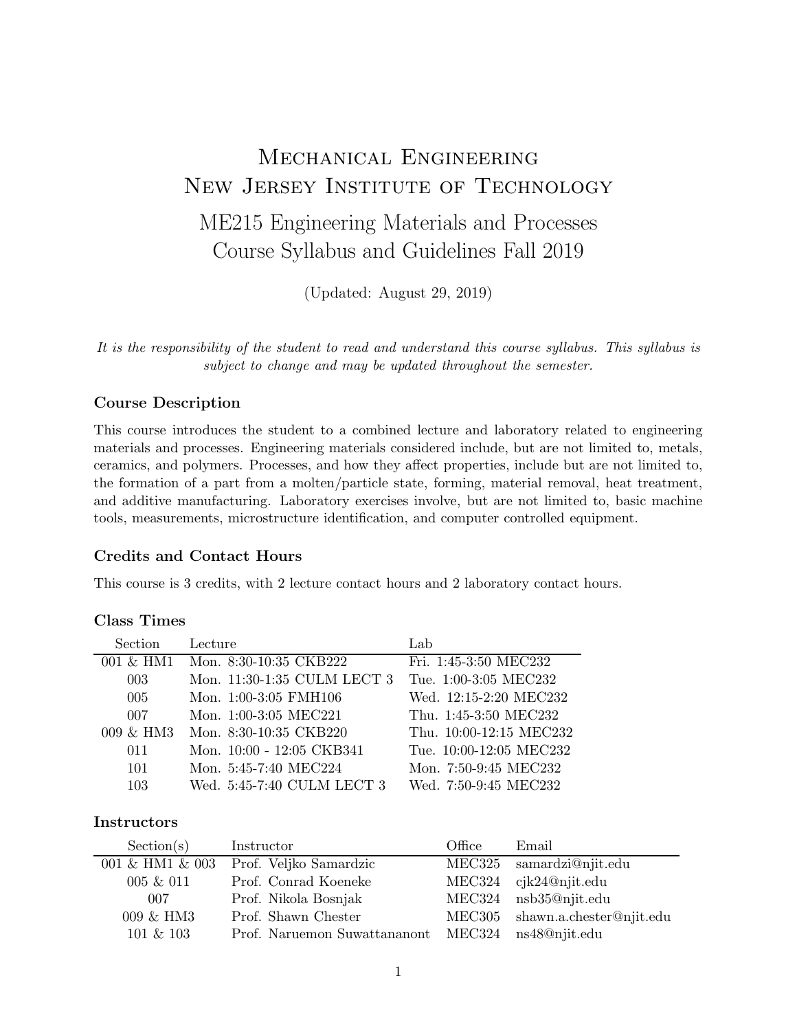# Mechanical Engineering
# New Jersey Institute of Technology

## ME215 Engineering Materials and Processes
## Course Syllabus and Guidelines Fall 2019

(Updated: August 29, 2019)

*It is the responsibility of the student to read and understand this course syllabus. This syllabus is subject to change and may be updated throughout the semester.*

### Course Description

This course introduces the student to a combined lecture and laboratory related to engineering materials and processes. Engineering materials considered include, but are not limited to, metals, ceramics, and polymers. Processes, and how they affect properties, include but are not limited to, the formation of a part from a molten/particle state, forming, material removal, heat treatment, and additive manufacturing. Laboratory exercises involve, but are not limited to, basic machine tools, measurements, microstructure identification, and computer controlled equipment.

### Credits and Contact Hours

This course is 3 credits, with 2 lecture contact hours and 2 laboratory contact hours.

### Class Times

| Section | Lecture | Lab |
|---|---|---|
| 001 & HM1 | Mon. 8:30-10:35 CKB222 | Fri. 1:45-3:50 MEC232 |
| 003 | Mon. 11:30-1:35 CULM LECT 3 | Tue. 1:00-3:05 MEC232 |
| 005 | Mon. 1:00-3:05 FMH106 | Wed. 12:15-2:20 MEC232 |
| 007 | Mon. 1:00-3:05 MEC221 | Thu. 1:45-3:50 MEC232 |
| 009 & HM3 | Mon. 8:30-10:35 CKB220 | Thu. 10:00-12:15 MEC232 |
| 011 | Mon. 10:00 - 12:05 CKB341 | Tue. 10:00-12:05 MEC232 |
| 101 | Mon. 5:45-7:40 MEC224 | Mon. 7:50-9:45 MEC232 |
| 103 | Wed. 5:45-7:40 CULM LECT 3 | Wed. 7:50-9:45 MEC232 |

### Instructors

| Section(s) | Instructor | Office | Email |
|---|---|---|---|
| 001 & HM1 & 003 | Prof. Veljko Samardzic | MEC325 | samardzi@njit.edu |
| 005 & 011 | Prof. Conrad Koeneke | MEC324 | cjk24@njit.edu |
| 007 | Prof. Nikola Bosnjak | MEC324 | nsb35@njit.edu |
| 009 & HM3 | Prof. Shawn Chester | MEC305 | shawn.a.chester@njit.edu |
| 101 & 103 | Prof. Naruemon Suwattananont | MEC324 | ns48@njit.edu |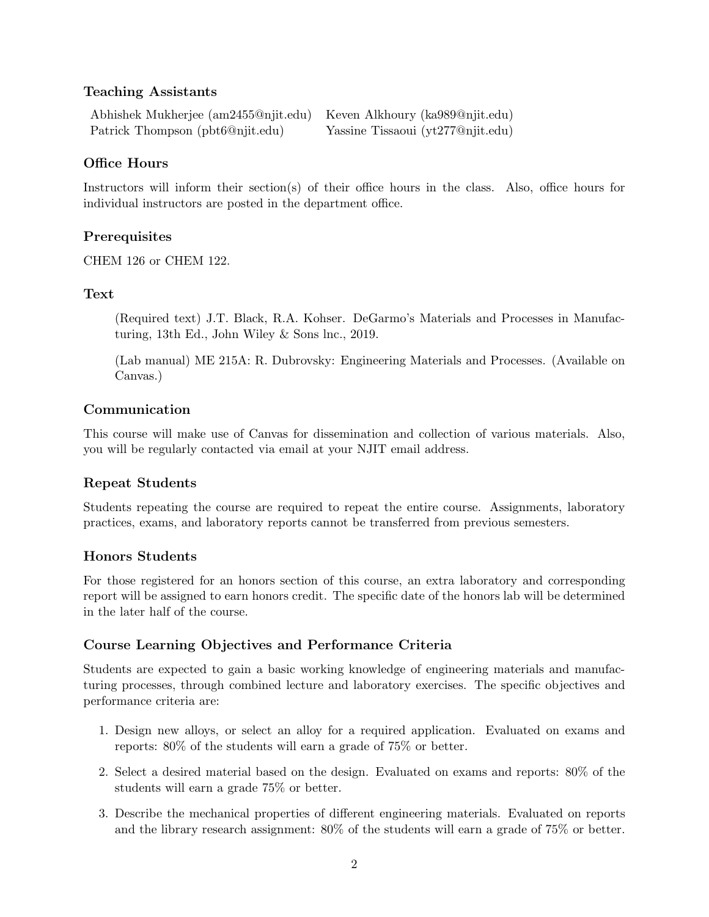### Teaching Assistants

| | |
|---|---|
| Abhishek Mukherjee (am2455@njit.edu) | Keven Alkhoury (ka989@njit.edu) |
| Patrick Thompson (pbt6@njit.edu) | Yassine Tissaoui (yt277@njit.edu) |

### Office Hours

Instructors will inform their section(s) of their office hours in the class. Also, office hours for individual instructors are posted in the department office.

### Prerequisites

CHEM 126 or CHEM 122.

### Text

(Required text) J.T. Black, R.A. Kohser. DeGarmo's Materials and Processes in Manufacturing, 13th Ed., John Wiley & Sons lnc., 2019.

(Lab manual) ME 215A: R. Dubrovsky: Engineering Materials and Processes. (Available on Canvas.)

### Communication

This course will make use of Canvas for dissemination and collection of various materials. Also, you will be regularly contacted via email at your NJIT email address.

### Repeat Students

Students repeating the course are required to repeat the entire course. Assignments, laboratory practices, exams, and laboratory reports cannot be transferred from previous semesters.

### Honors Students

For those registered for an honors section of this course, an extra laboratory and corresponding report will be assigned to earn honors credit. The specific date of the honors lab will be determined in the later half of the course.

### Course Learning Objectives and Performance Criteria

Students are expected to gain a basic working knowledge of engineering materials and manufacturing processes, through combined lecture and laboratory exercises. The specific objectives and performance criteria are:

1. Design new alloys, or select an alloy for a required application. Evaluated on exams and reports: 80% of the students will earn a grade of 75% or better.
2. Select a desired material based on the design. Evaluated on exams and reports: 80% of the students will earn a grade 75% or better.
3. Describe the mechanical properties of different engineering materials. Evaluated on reports and the library research assignment: 80% of the students will earn a grade of 75% or better.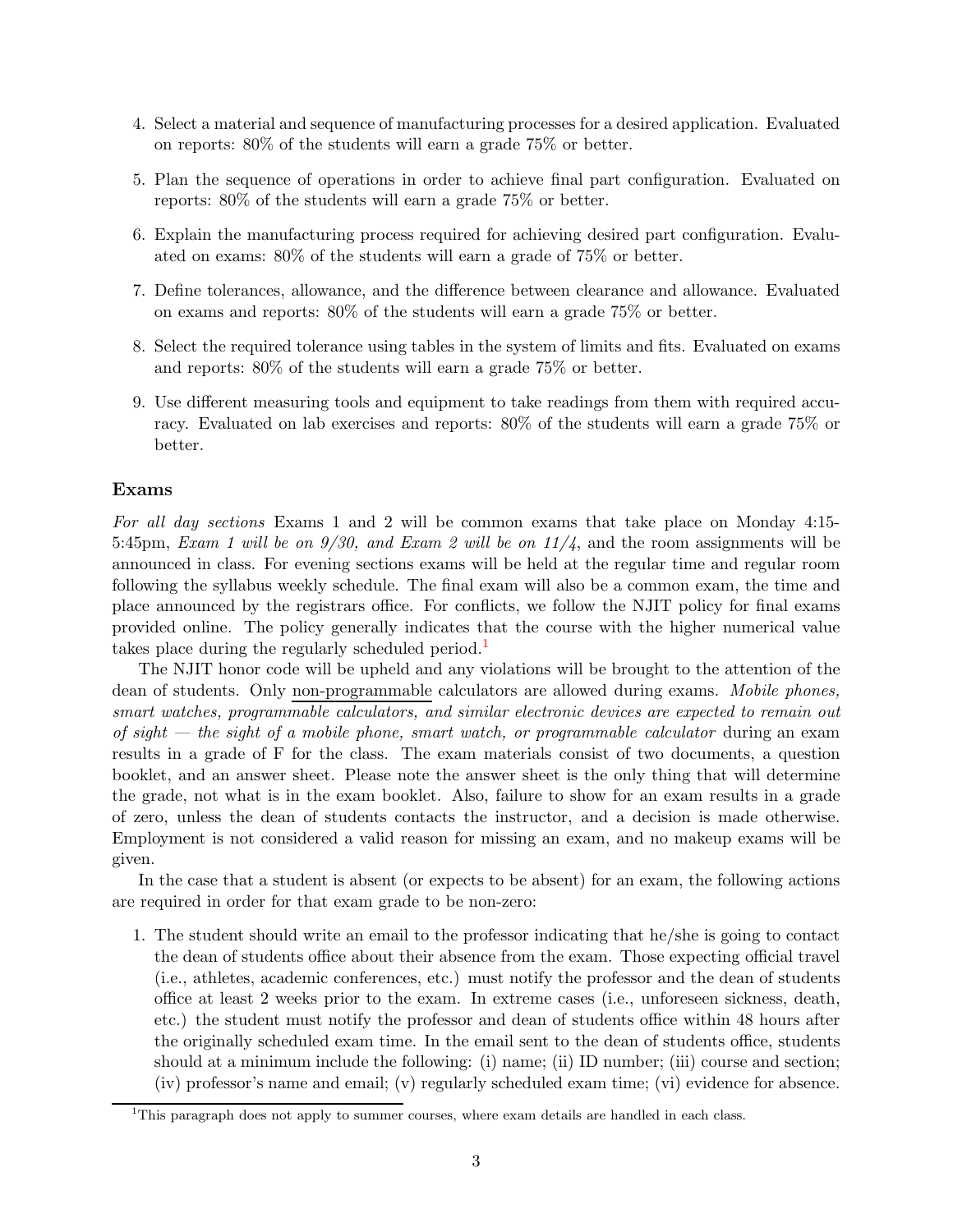4. Select a material and sequence of manufacturing processes for a desired application. Evaluated on reports: 80% of the students will earn a grade 75% or better.

5. Plan the sequence of operations in order to achieve final part configuration. Evaluated on reports: 80% of the students will earn a grade 75% or better.

6. Explain the manufacturing process required for achieving desired part configuration. Evaluated on exams: 80% of the students will earn a grade of 75% or better.

7. Define tolerances, allowance, and the difference between clearance and allowance. Evaluated on exams and reports: 80% of the students will earn a grade 75% or better.

8. Select the required tolerance using tables in the system of limits and fits. Evaluated on exams and reports: 80% of the students will earn a grade 75% or better.

9. Use different measuring tools and equipment to take readings from them with required accuracy. Evaluated on lab exercises and reports: 80% of the students will earn a grade 75% or better.

### Exams

*For all day sections* Exams 1 and 2 will be common exams that take place on Monday 4:15-5:45pm, *Exam 1 will be on 9/30, and Exam 2 will be on 11/4*, and the room assignments will be announced in class. For evening sections exams will be held at the regular time and regular room following the syllabus weekly schedule. The final exam will also be a common exam, the time and place announced by the registrars office. For conflicts, we follow the NJIT policy for final exams provided online. The policy generally indicates that the course with the higher numerical value takes place during the regularly scheduled period.[1]

The NJIT honor code will be upheld and any violations will be brought to the attention of the dean of students. Only non-programmable calculators are allowed during exams. *Mobile phones, smart watches, programmable calculators, and similar electronic devices are expected to remain out of sight — the sight of a mobile phone, smart watch, or programmable calculator* during an exam results in a grade of F for the class. The exam materials consist of two documents, a question booklet, and an answer sheet. Please note the answer sheet is the only thing that will determine the grade, not what is in the exam booklet. Also, failure to show for an exam results in a grade of zero, unless the dean of students contacts the instructor, and a decision is made otherwise. Employment is not considered a valid reason for missing an exam, and no makeup exams will be given.

In the case that a student is absent (or expects to be absent) for an exam, the following actions are required in order for that exam grade to be non-zero:

1. The student should write an email to the professor indicating that he/she is going to contact the dean of students office about their absence from the exam. Those expecting official travel (i.e., athletes, academic conferences, etc.) must notify the professor and the dean of students office at least 2 weeks prior to the exam. In extreme cases (i.e., unforeseen sickness, death, etc.) the student must notify the professor and dean of students office within 48 hours after the originally scheduled exam time. In the email sent to the dean of students office, students should at a minimum include the following: (i) name; (ii) ID number; (iii) course and section; (iv) professor's name and email; (v) regularly scheduled exam time; (vi) evidence for absence.

[1] This paragraph does not apply to summer courses, where exam details are handled in each class.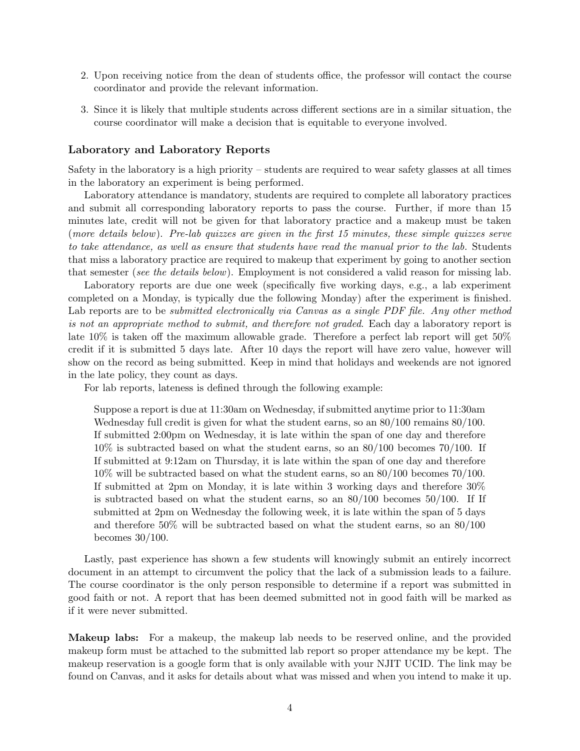2. Upon receiving notice from the dean of students office, the professor will contact the course coordinator and provide the relevant information.
3. Since it is likely that multiple students across different sections are in a similar situation, the course coordinator will make a decision that is equitable to everyone involved.

### Laboratory and Laboratory Reports

Safety in the laboratory is a high priority – students are required to wear safety glasses at all times in the laboratory an experiment is being performed.

Laboratory attendance is mandatory, students are required to complete all laboratory practices and submit all corresponding laboratory reports to pass the course. Further, if more than 15 minutes late, credit will not be given for that laboratory practice and a makeup must be taken (*more details below*). *Pre-lab quizzes are given in the first 15 minutes, these simple quizzes serve to take attendance, as well as ensure that students have read the manual prior to the lab.* Students that miss a laboratory practice are required to makeup that experiment by going to another section that semester (*see the details below*). Employment is not considered a valid reason for missing lab.

Laboratory reports are due one week (specifically five working days, e.g., a lab experiment completed on a Monday, is typically due the following Monday) after the experiment is finished. Lab reports are to be *submitted electronically via Canvas as a single PDF file. Any other method is not an appropriate method to submit, and therefore not graded*. Each day a laboratory report is late 10% is taken off the maximum allowable grade. Therefore a perfect lab report will get 50% credit if it is submitted 5 days late. After 10 days the report will have zero value, however will show on the record as being submitted. Keep in mind that holidays and weekends are not ignored in the late policy, they count as days.

For lab reports, lateness is defined through the following example:

> Suppose a report is due at 11:30am on Wednesday, if submitted anytime prior to 11:30am Wednesday full credit is given for what the student earns, so an 80/100 remains 80/100. If submitted 2:00pm on Wednesday, it is late within the span of one day and therefore 10% is subtracted based on what the student earns, so an 80/100 becomes 70/100. If If submitted at 9:12am on Thursday, it is late within the span of one day and therefore 10% will be subtracted based on what the student earns, so an 80/100 becomes 70/100. If submitted at 2pm on Monday, it is late within 3 working days and therefore 30% is subtracted based on what the student earns, so an 80/100 becomes 50/100. If If submitted at 2pm on Wednesday the following week, it is late within the span of 5 days and therefore 50% will be subtracted based on what the student earns, so an 80/100 becomes 30/100.

Lastly, past experience has shown a few students will knowingly submit an entirely incorrect document in an attempt to circumvent the policy that the lack of a submission leads to a failure. The course coordinator is the only person responsible to determine if a report was submitted in good faith or not. A report that has been deemed submitted not in good faith will be marked as if it were never submitted.

**Makeup labs:** For a makeup, the makeup lab needs to be reserved online, and the provided makeup form must be attached to the submitted lab report so proper attendance my be kept. The makeup reservation is a google form that is only available with your NJIT UCID. The link may be found on Canvas, and it asks for details about what was missed and when you intend to make it up.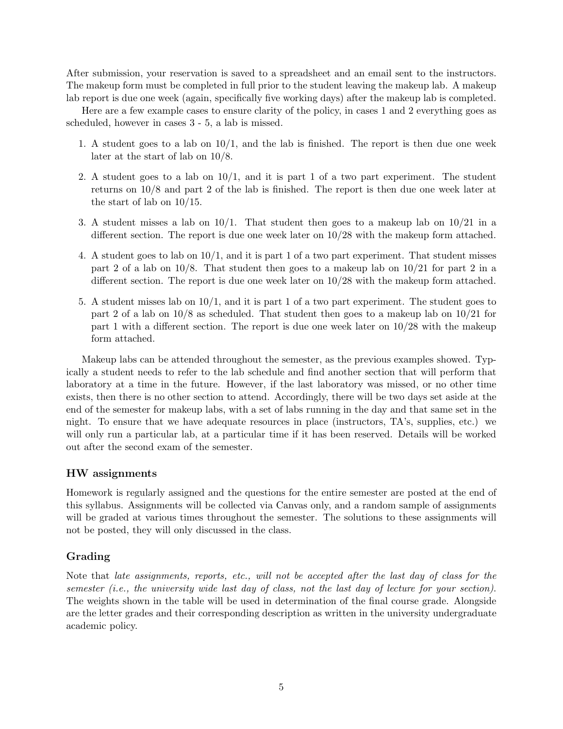After submission, your reservation is saved to a spreadsheet and an email sent to the instructors. The makeup form must be completed in full prior to the student leaving the makeup lab. A makeup lab report is due one week (again, specifically five working days) after the makeup lab is completed.

Here are a few example cases to ensure clarity of the policy, in cases 1 and 2 everything goes as scheduled, however in cases 3 - 5, a lab is missed.

1. A student goes to a lab on 10/1, and the lab is finished. The report is then due one week later at the start of lab on 10/8.
2. A student goes to a lab on 10/1, and it is part 1 of a two part experiment. The student returns on 10/8 and part 2 of the lab is finished. The report is then due one week later at the start of lab on 10/15.
3. A student misses a lab on 10/1. That student then goes to a makeup lab on 10/21 in a different section. The report is due one week later on 10/28 with the makeup form attached.
4. A student goes to lab on 10/1, and it is part 1 of a two part experiment. That student misses part 2 of a lab on 10/8. That student then goes to a makeup lab on 10/21 for part 2 in a different section. The report is due one week later on 10/28 with the makeup form attached.
5. A student misses lab on 10/1, and it is part 1 of a two part experiment. The student goes to part 2 of a lab on 10/8 as scheduled. That student then goes to a makeup lab on 10/21 for part 1 with a different section. The report is due one week later on 10/28 with the makeup form attached.

Makeup labs can be attended throughout the semester, as the previous examples showed. Typically a student needs to refer to the lab schedule and find another section that will perform that laboratory at a time in the future. However, if the last laboratory was missed, or no other time exists, then there is no other section to attend. Accordingly, there will be two days set aside at the end of the semester for makeup labs, with a set of labs running in the day and that same set in the night. To ensure that we have adequate resources in place (instructors, TA's, supplies, etc.) we will only run a particular lab, at a particular time if it has been reserved. Details will be worked out after the second exam of the semester.

### HW assignments

Homework is regularly assigned and the questions for the entire semester are posted at the end of this syllabus. Assignments will be collected via Canvas only, and a random sample of assignments will be graded at various times throughout the semester. The solutions to these assignments will not be posted, they will only discussed in the class.

### Grading

Note that *late assignments, reports, etc., will not be accepted after the last day of class for the semester (i.e., the university wide last day of class, not the last day of lecture for your section).* The weights shown in the table will be used in determination of the final course grade. Alongside are the letter grades and their corresponding description as written in the university undergraduate academic policy.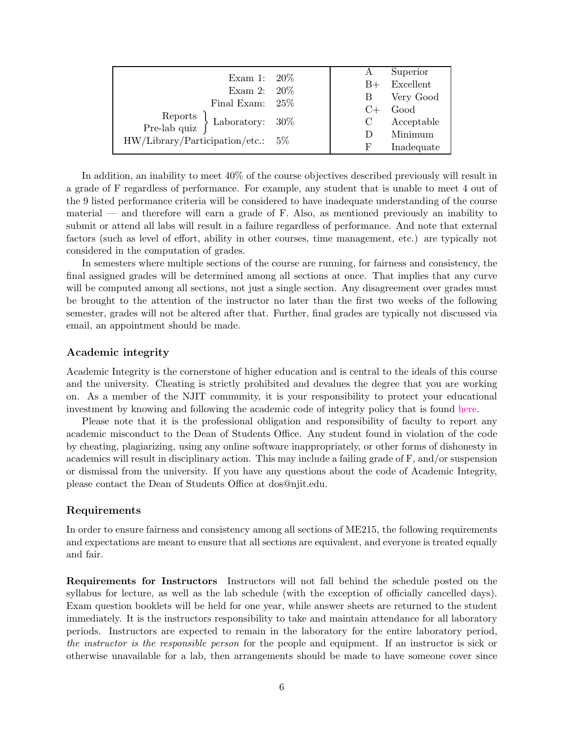| | | | |
|---|---|---|---|
| Exam 1: | 20% | A | Superior |
| Exam 2: | 20% | B+ | Excellent |
| Final Exam: | 25% | B | Very Good |
| Reports / Pre-lab quiz } Laboratory: | 30% | C+ | Good |
| HW/Library/Participation/etc.: | 5% | C | Acceptable |
| | | D | Minimum |
| | | F | Inadequate |

In addition, an inability to meet 40% of the course objectives described previously will result in a grade of F regardless of performance. For example, any student that is unable to meet 4 out of the 9 listed performance criteria will be considered to have inadequate understanding of the course material — and therefore will earn a grade of F. Also, as mentioned previously an inability to submit or attend all labs will result in a failure regardless of performance. And note that external factors (such as level of effort, ability in other courses, time management, etc.) are typically not considered in the computation of grades.

In semesters where multiple sections of the course are running, for fairness and consistency, the final assigned grades will be determined among all sections at once. That implies that any curve will be computed among all sections, not just a single section. Any disagreement over grades must be brought to the attention of the instructor no later than the first two weeks of the following semester, grades will not be altered after that. Further, final grades are typically not discussed via email, an appointment should be made.

### Academic integrity

Academic Integrity is the cornerstone of higher education and is central to the ideals of this course and the university. Cheating is strictly prohibited and devalues the degree that you are working on. As a member of the NJIT community, it is your responsibility to protect your educational investment by knowing and following the academic code of integrity policy that is found here.

Please note that it is the professional obligation and responsibility of faculty to report any academic misconduct to the Dean of Students Office. Any student found in violation of the code by cheating, plagiarizing, using any online software inappropriately, or other forms of dishonesty in academics will result in disciplinary action. This may include a failing grade of F, and/or suspension or dismissal from the university. If you have any questions about the code of Academic Integrity, please contact the Dean of Students Office at dos@njit.edu.

### Requirements

In order to ensure fairness and consistency among all sections of ME215, the following requirements and expectations are meant to ensure that all sections are equivalent, and everyone is treated equally and fair.

**Requirements for Instructors** Instructors will not fall behind the schedule posted on the syllabus for lecture, as well as the lab schedule (with the exception of officially cancelled days). Exam question booklets will be held for one year, while answer sheets are returned to the student immediately. It is the instructors responsibility to take and maintain attendance for all laboratory periods. Instructors are expected to remain in the laboratory for the entire laboratory period, *the instructor is the responsible person* for the people and equipment. If an instructor is sick or otherwise unavailable for a lab, then arrangements should be made to have someone cover since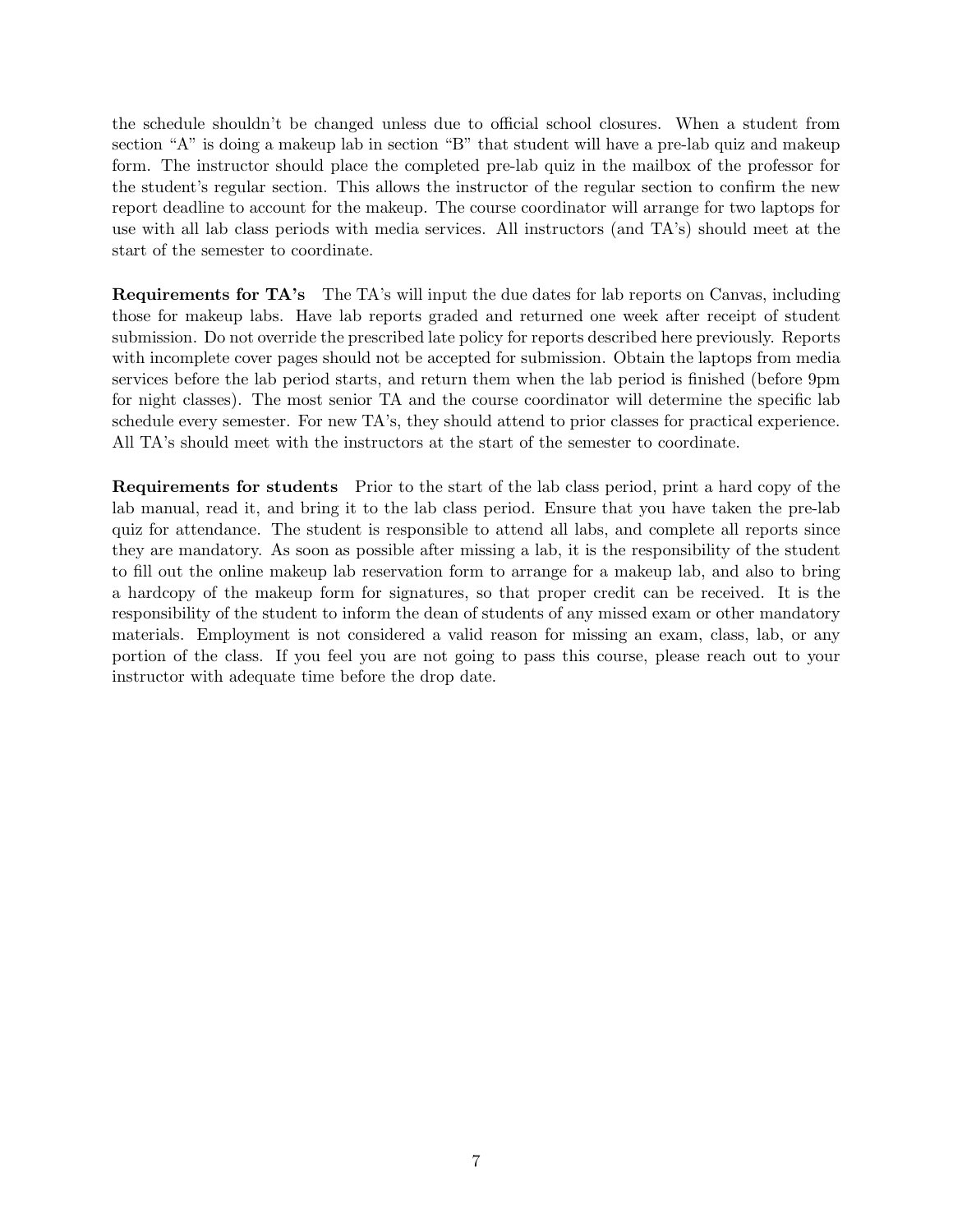the schedule shouldn't be changed unless due to official school closures. When a student from section "A" is doing a makeup lab in section "B" that student will have a pre-lab quiz and makeup form. The instructor should place the completed pre-lab quiz in the mailbox of the professor for the student's regular section. This allows the instructor of the regular section to confirm the new report deadline to account for the makeup. The course coordinator will arrange for two laptops for use with all lab class periods with media services. All instructors (and TA's) should meet at the start of the semester to coordinate.

**Requirements for TA's** The TA's will input the due dates for lab reports on Canvas, including those for makeup labs. Have lab reports graded and returned one week after receipt of student submission. Do not override the prescribed late policy for reports described here previously. Reports with incomplete cover pages should not be accepted for submission. Obtain the laptops from media services before the lab period starts, and return them when the lab period is finished (before 9pm for night classes). The most senior TA and the course coordinator will determine the specific lab schedule every semester. For new TA's, they should attend to prior classes for practical experience. All TA's should meet with the instructors at the start of the semester to coordinate.

**Requirements for students** Prior to the start of the lab class period, print a hard copy of the lab manual, read it, and bring it to the lab class period. Ensure that you have taken the pre-lab quiz for attendance. The student is responsible to attend all labs, and complete all reports since they are mandatory. As soon as possible after missing a lab, it is the responsibility of the student to fill out the online makeup lab reservation form to arrange for a makeup lab, and also to bring a hardcopy of the makeup form for signatures, so that proper credit can be received. It is the responsibility of the student to inform the dean of students of any missed exam or other mandatory materials. Employment is not considered a valid reason for missing an exam, class, lab, or any portion of the class. If you feel you are not going to pass this course, please reach out to your instructor with adequate time before the drop date.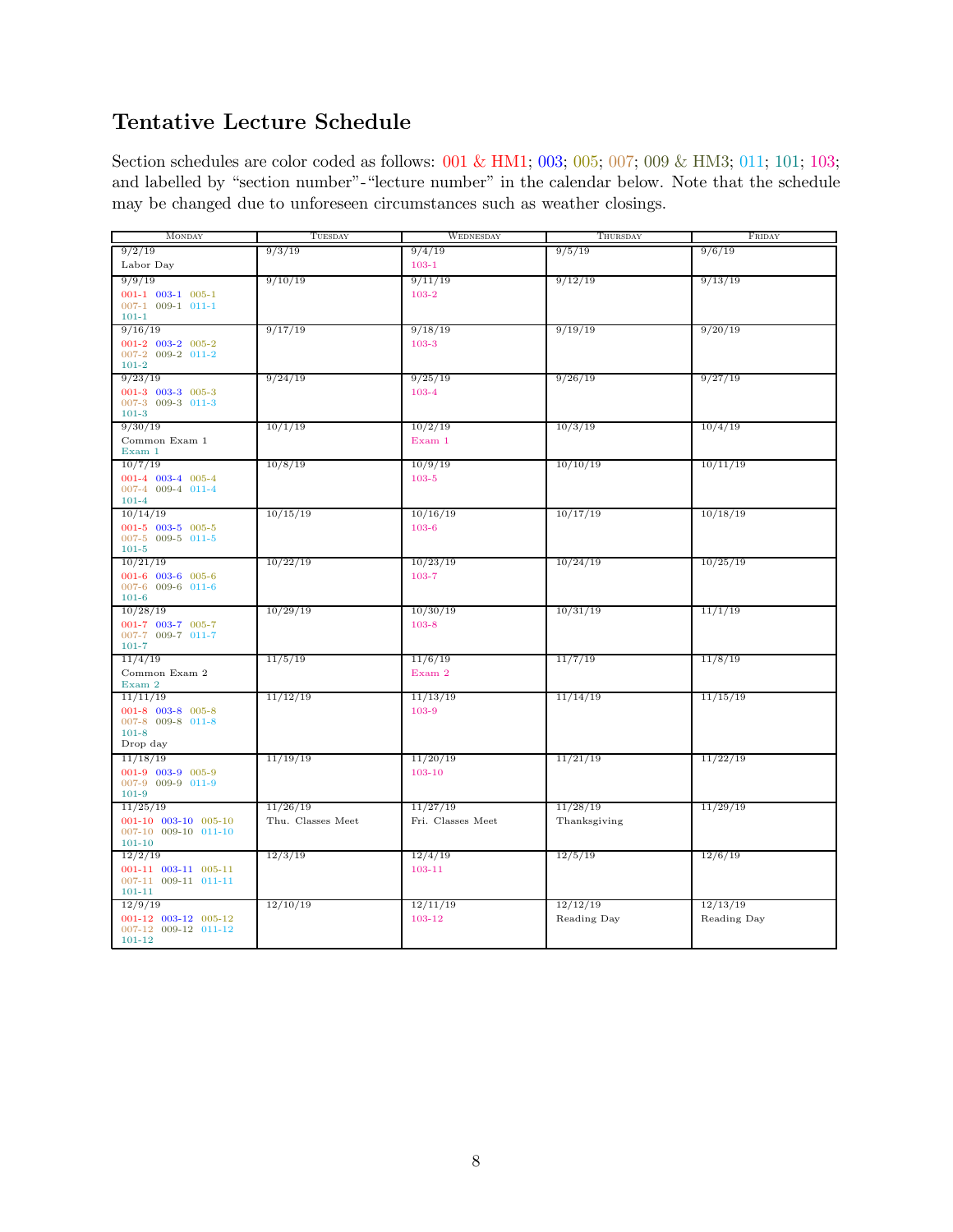## Tentative Lecture Schedule

Section schedules are color coded as follows: 001 & HM1; 003; 005; 007; 009 & HM3; 011; 101; 103; and labelled by "section number"-"lecture number" in the calendar below. Note that the schedule may be changed due to unforeseen circumstances such as weather closings.

| Monday | Tuesday | Wednesday | Thursday | Friday |
|---|---|---|---|---|
| 9/2/19<br>Labor Day | 9/3/19 | 9/4/19<br>103-1 | 9/5/19 | 9/6/19 |
| 9/9/19<br>001-1 003-1 005-1<br>007-1 009-1 011-1<br>101-1 | 9/10/19 | 9/11/19<br>103-2 | 9/12/19 | 9/13/19 |
| 9/16/19<br>001-2 003-2 005-2<br>007-2 009-2 011-2<br>101-2 | 9/17/19 | 9/18/19<br>103-3 | 9/19/19 | 9/20/19 |
| 9/23/19<br>001-3 003-3 005-3<br>007-3 009-3 011-3<br>101-3 | 9/24/19 | 9/25/19<br>103-4 | 9/26/19 | 9/27/19 |
| 9/30/19<br>Common Exam 1<br>Exam 1 | 10/1/19 | 10/2/19<br>Exam 1 | 10/3/19 | 10/4/19 |
| 10/7/19<br>001-4 003-4 005-4<br>007-4 009-4 011-4<br>101-4 | 10/8/19 | 10/9/19<br>103-5 | 10/10/19 | 10/11/19 |
| 10/14/19<br>001-5 003-5 005-5<br>007-5 009-5 011-5<br>101-5 | 10/15/19 | 10/16/19<br>103-6 | 10/17/19 | 10/18/19 |
| 10/21/19<br>001-6 003-6 005-6<br>007-6 009-6 011-6<br>101-6 | 10/22/19 | 10/23/19<br>103-7 | 10/24/19 | 10/25/19 |
| 10/28/19<br>001-7 003-7 005-7<br>007-7 009-7 011-7<br>101-7 | 10/29/19 | 10/30/19<br>103-8 | 10/31/19 | 11/1/19 |
| 11/4/19<br>Common Exam 2<br>Exam 2 | 11/5/19 | 11/6/19<br>Exam 2 | 11/7/19 | 11/8/19 |
| 11/11/19<br>001-8 003-8 005-8<br>007-8 009-8 011-8<br>101-8<br>Drop day | 11/12/19 | 11/13/19<br>103-9 | 11/14/19 | 11/15/19 |
| 11/18/19<br>001-9 003-9 005-9<br>007-9 009-9 011-9<br>101-9 | 11/19/19 | 11/20/19<br>103-10 | 11/21/19 | 11/22/19 |
| 11/25/19<br>001-10 003-10 005-10<br>007-10 009-10 011-10<br>101-10 | 11/26/19<br>Thu. Classes Meet | 11/27/19<br>Fri. Classes Meet | 11/28/19<br>Thanksgiving | 11/29/19 |
| 12/2/19<br>001-11 003-11 005-11<br>007-11 009-11 011-11<br>101-11 | 12/3/19 | 12/4/19<br>103-11 | 12/5/19 | 12/6/19 |
| 12/9/19<br>001-12 003-12 005-12<br>007-12 009-12 011-12<br>101-12 | 12/10/19 | 12/11/19<br>103-12 | 12/12/19<br>Reading Day | 12/13/19<br>Reading Day |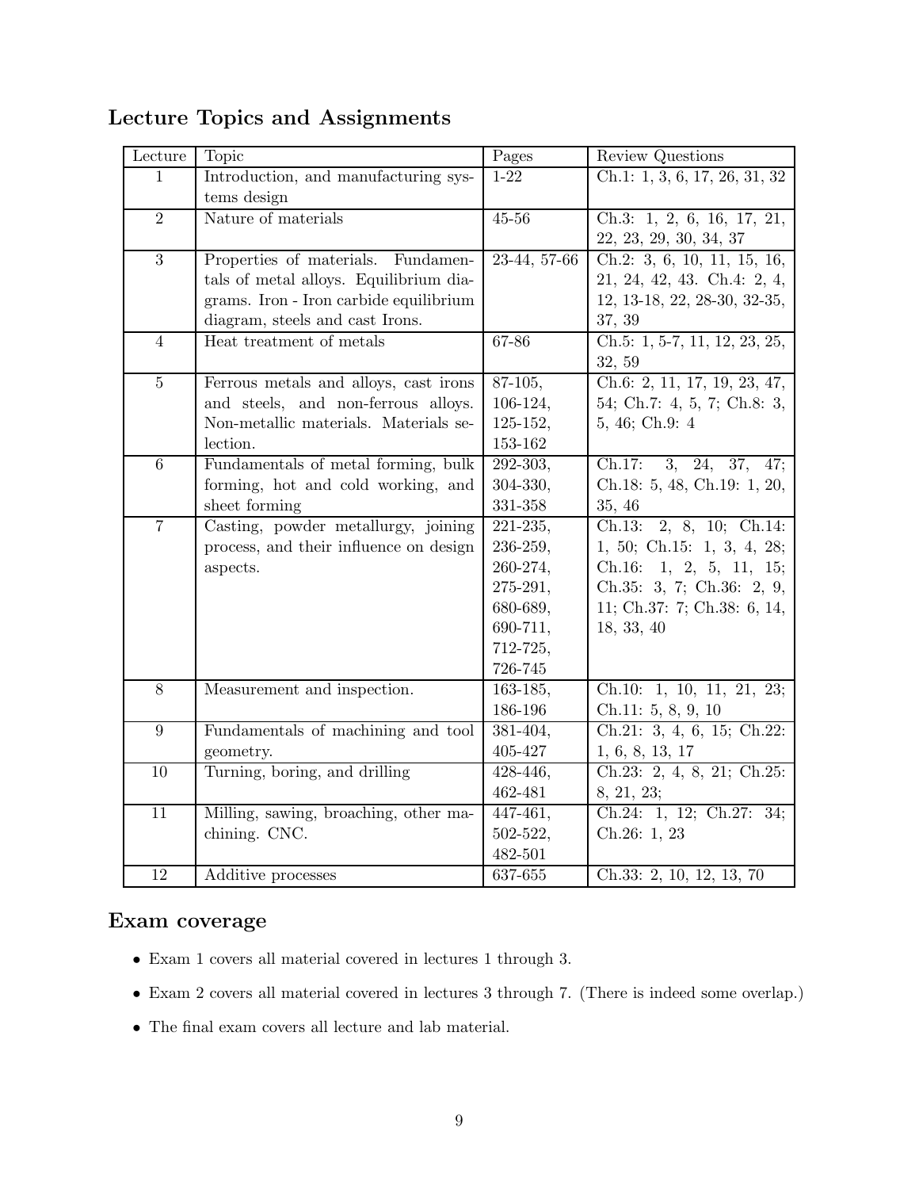## Lecture Topics and Assignments

| Lecture | Topic | Pages | Review Questions |
|---|---|---|---|
| 1 | Introduction, and manufacturing systems design | 1-22 | Ch.1: 1, 3, 6, 17, 26, 31, 32 |
| 2 | Nature of materials | 45-56 | Ch.3: 1, 2, 6, 16, 17, 21, 22, 23, 29, 30, 34, 37 |
| 3 | Properties of materials. Fundamentals of metal alloys. Equilibrium diagrams. Iron - Iron carbide equilibrium diagram, steels and cast Irons. | 23-44, 57-66 | Ch.2: 3, 6, 10, 11, 15, 16, 21, 24, 42, 43. Ch.4: 2, 4, 12, 13-18, 22, 28-30, 32-35, 37, 39 |
| 4 | Heat treatment of metals | 67-86 | Ch.5: 1, 5-7, 11, 12, 23, 25, 32, 59 |
| 5 | Ferrous metals and alloys, cast irons and steels, and non-ferrous alloys. Non-metallic materials. Materials selection. | 87-105, 106-124, 125-152, 153-162 | Ch.6: 2, 11, 17, 19, 23, 47, 54; Ch.7: 4, 5, 7; Ch.8: 3, 5, 46; Ch.9: 4 |
| 6 | Fundamentals of metal forming, bulk forming, hot and cold working, and sheet forming | 292-303, 304-330, 331-358 | Ch.17: 3, 24, 37, 47; Ch.18: 5, 48, Ch.19: 1, 20, 35, 46 |
| 7 | Casting, powder metallurgy, joining process, and their influence on design aspects. | 221-235, 236-259, 260-274, 275-291, 680-689, 690-711, 712-725, 726-745 | Ch.13: 2, 8, 10; Ch.14: 1, 50; Ch.15: 1, 3, 4, 28; Ch.16: 1, 2, 5, 11, 15; Ch.35: 3, 7; Ch.36: 2, 9, 11; Ch.37: 7; Ch.38: 6, 14, 18, 33, 40 |
| 8 | Measurement and inspection. | 163-185, 186-196 | Ch.10: 1, 10, 11, 21, 23; Ch.11: 5, 8, 9, 10 |
| 9 | Fundamentals of machining and tool geometry. | 381-404, 405-427 | Ch.21: 3, 4, 6, 15; Ch.22: 1, 6, 8, 13, 17 |
| 10 | Turning, boring, and drilling | 428-446, 462-481 | Ch.23: 2, 4, 8, 21; Ch.25: 8, 21, 23; |
| 11 | Milling, sawing, broaching, other machining. CNC. | 447-461, 502-522, 482-501 | Ch.24: 1, 12; Ch.27: 34; Ch.26: 1, 23 |
| 12 | Additive processes | 637-655 | Ch.33: 2, 10, 12, 13, 70 |

## Exam coverage

- Exam 1 covers all material covered in lectures 1 through 3.
- Exam 2 covers all material covered in lectures 3 through 7. (There is indeed some overlap.)
- The final exam covers all lecture and lab material.